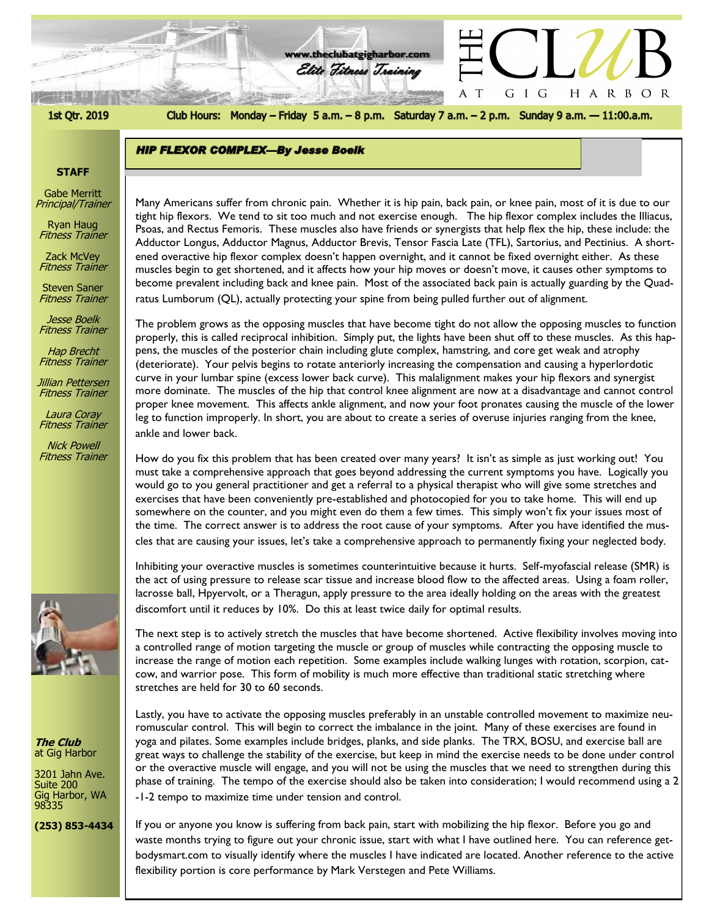www.theclubatgigharbor.com

*Elite Fitness Training*

# THE CLUB AT GIG HARBOR

1st Qtr. 2019

Club Hours: Monday – Friday 5 a.m. – 8 p.m. Saturday 7 a.m. – 2 p.m. Sunday 9 a.m. — 11:00.a.m.

**STAFF**

Gabe Merritt
*Principal/Trainer*

Ryan Haug
*Fitness Trainer*

Zack McVey
*Fitness Trainer*

Steven Saner
*Fitness Trainer*

*Jesse Boelk*
*Fitness Trainer*

*Hap Brecht*
*Fitness Trainer*

*Jillian Pettersen*
*Fitness Trainer*

*Laura Coray*
*Fitness Trainer*

*Nick Powell*
*Fitness Trainer*

***The Club*** at Gig Harbor

3201 Jahn Ave.
Suite 200
Gig Harbor, WA
98335

**(253) 853-4434**

## *HIP FLEXOR COMPLEX—By Jesse Boelk*

Many Americans suffer from chronic pain. Whether it is hip pain, back pain, or knee pain, most of it is due to our tight hip flexors. We tend to sit too much and not exercise enough. The hip flexor complex includes the Illiacus, Psoas, and Rectus Femoris. These muscles also have friends or synergists that help flex the hip, these include: the Adductor Longus, Adductor Magnus, Adductor Brevis, Tensor Fascia Late (TFL), Sartorius, and Pectinius. A shortened overactive hip flexor complex doesn't happen overnight, and it cannot be fixed overnight either. As these muscles begin to get shortened, and it affects how your hip moves or doesn't move, it causes other symptoms to become prevalent including back and knee pain. Most of the associated back pain is actually guarding by the Quadratus Lumborum (QL), actually protecting your spine from being pulled further out of alignment.

The problem grows as the opposing muscles that have become tight do not allow the opposing muscles to function properly, this is called reciprocal inhibition. Simply put, the lights have been shut off to these muscles. As this happens, the muscles of the posterior chain including glute complex, hamstring, and core get weak and atrophy (deteriorate). Your pelvis begins to rotate anteriorly increasing the compensation and causing a hyperlordotic curve in your lumbar spine (excess lower back curve). This malalignment makes your hip flexors and synergist more dominate. The muscles of the hip that control knee alignment are now at a disadvantage and cannot control proper knee movement. This affects ankle alignment, and now your foot pronates causing the muscle of the lower leg to function improperly. In short, you are about to create a series of overuse injuries ranging from the knee, ankle and lower back.

How do you fix this problem that has been created over many years? It isn't as simple as just working out! You must take a comprehensive approach that goes beyond addressing the current symptoms you have. Logically you would go to you general practitioner and get a referral to a physical therapist who will give some stretches and exercises that have been conveniently pre-established and photocopied for you to take home. This will end up somewhere on the counter, and you might even do them a few times. This simply won't fix your issues most of the time. The correct answer is to address the root cause of your symptoms. After you have identified the muscles that are causing your issues, let's take a comprehensive approach to permanently fixing your neglected body.

Inhibiting your overactive muscles is sometimes counterintuitive because it hurts. Self-myofascial release (SMR) is the act of using pressure to release scar tissue and increase blood flow to the affected areas. Using a foam roller, lacrosse ball, Hpyervolt, or a Theragun, apply pressure to the area ideally holding on the areas with the greatest discomfort until it reduces by 10%. Do this at least twice daily for optimal results.

The next step is to actively stretch the muscles that have become shortened. Active flexibility involves moving into a controlled range of motion targeting the muscle or group of muscles while contracting the opposing muscle to increase the range of motion each repetition. Some examples include walking lunges with rotation, scorpion, cat-cow, and warrior pose. This form of mobility is much more effective than traditional static stretching where stretches are held for 30 to 60 seconds.

Lastly, you have to activate the opposing muscles preferably in an unstable controlled movement to maximize neuromuscular control. This will begin to correct the imbalance in the joint. Many of these exercises are found in yoga and pilates. Some examples include bridges, planks, and side planks. The TRX, BOSU, and exercise ball are great ways to challenge the stability of the exercise, but keep in mind the exercise needs to be done under control or the overactive muscle will engage, and you will not be using the muscles that we need to strengthen during this phase of training. The tempo of the exercise should also be taken into consideration; I would recommend using a 2-1-2 tempo to maximize time under tension and control.

If you or anyone you know is suffering from back pain, start with mobilizing the hip flexor. Before you go and waste months trying to figure out your chronic issue, start with what I have outlined here. You can reference getbodysmart.com to visually identify where the muscles I have indicated are located. Another reference to the active flexibility portion is core performance by Mark Verstegen and Pete Williams.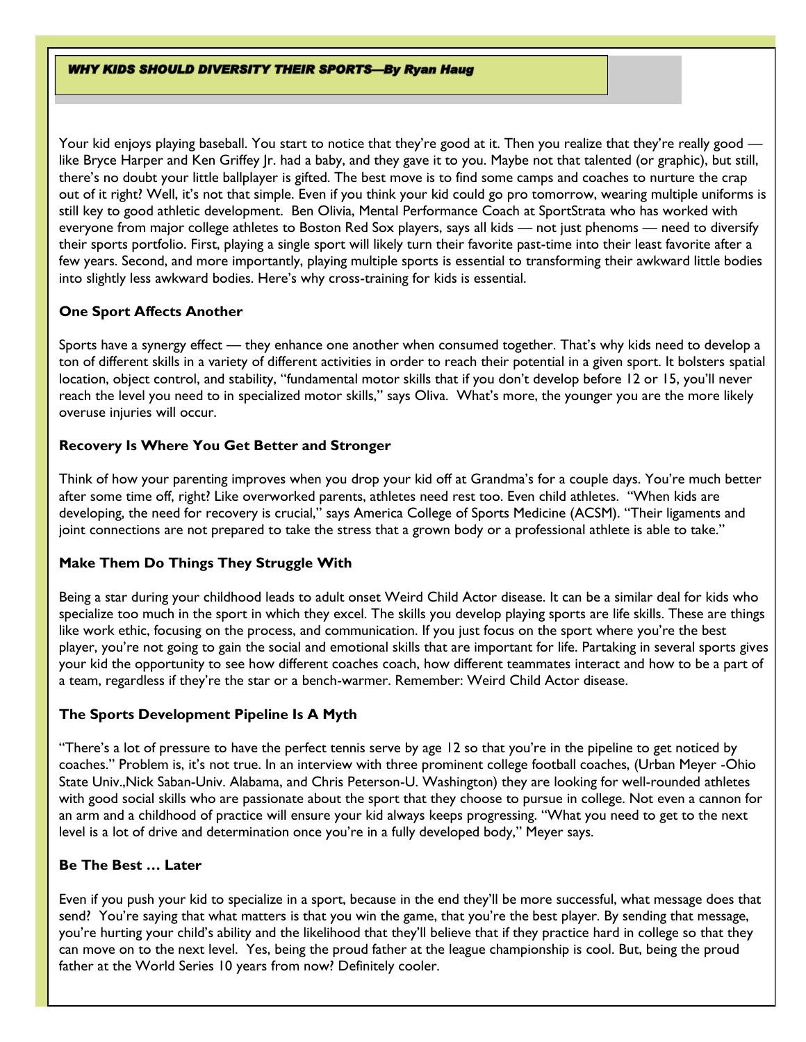## *WHY KIDS SHOULD DIVERSITY THEIR SPORTS—By Ryan Haug*

Your kid enjoys playing baseball. You start to notice that they're good at it. Then you realize that they're really good — like Bryce Harper and Ken Griffey Jr. had a baby, and they gave it to you. Maybe not that talented (or graphic), but still, there's no doubt your little ballplayer is gifted. The best move is to find some camps and coaches to nurture the crap out of it right? Well, it's not that simple. Even if you think your kid could go pro tomorrow, wearing multiple uniforms is still key to good athletic development. Ben Olivia, Mental Performance Coach at SportStrata who has worked with everyone from major college athletes to Boston Red Sox players, says all kids — not just phenoms — need to diversify their sports portfolio. First, playing a single sport will likely turn their favorite past-time into their least favorite after a few years. Second, and more importantly, playing multiple sports is essential to transforming their awkward little bodies into slightly less awkward bodies. Here's why cross-training for kids is essential.

### One Sport Affects Another

Sports have a synergy effect — they enhance one another when consumed together. That's why kids need to develop a ton of different skills in a variety of different activities in order to reach their potential in a given sport. It bolsters spatial location, object control, and stability, "fundamental motor skills that if you don't develop before 12 or 15, you'll never reach the level you need to in specialized motor skills," says Oliva. What's more, the younger you are the more likely overuse injuries will occur.

### Recovery Is Where You Get Better and Stronger

Think of how your parenting improves when you drop your kid off at Grandma's for a couple days. You're much better after some time off, right? Like overworked parents, athletes need rest too. Even child athletes. "When kids are developing, the need for recovery is crucial," says America College of Sports Medicine (ACSM). "Their ligaments and joint connections are not prepared to take the stress that a grown body or a professional athlete is able to take."

### Make Them Do Things They Struggle With

Being a star during your childhood leads to adult onset Weird Child Actor disease. It can be a similar deal for kids who specialize too much in the sport in which they excel. The skills you develop playing sports are life skills. These are things like work ethic, focusing on the process, and communication. If you just focus on the sport where you're the best player, you're not going to gain the social and emotional skills that are important for life. Partaking in several sports gives your kid the opportunity to see how different coaches coach, how different teammates interact and how to be a part of a team, regardless if they're the star or a bench-warmer. Remember: Weird Child Actor disease.

### The Sports Development Pipeline Is A Myth

"There's a lot of pressure to have the perfect tennis serve by age 12 so that you're in the pipeline to get noticed by coaches." Problem is, it's not true. In an interview with three prominent college football coaches, (Urban Meyer -Ohio State Univ.,Nick Saban-Univ. Alabama, and Chris Peterson-U. Washington) they are looking for well-rounded athletes with good social skills who are passionate about the sport that they choose to pursue in college. Not even a cannon for an arm and a childhood of practice will ensure your kid always keeps progressing. "What you need to get to the next level is a lot of drive and determination once you're in a fully developed body," Meyer says.

### Be The Best … Later

Even if you push your kid to specialize in a sport, because in the end they'll be more successful, what message does that send? You're saying that what matters is that you win the game, that you're the best player. By sending that message, you're hurting your child's ability and the likelihood that they'll believe that if they practice hard in college so that they can move on to the next level. Yes, being the proud father at the league championship is cool. But, being the proud father at the World Series 10 years from now? Definitely cooler.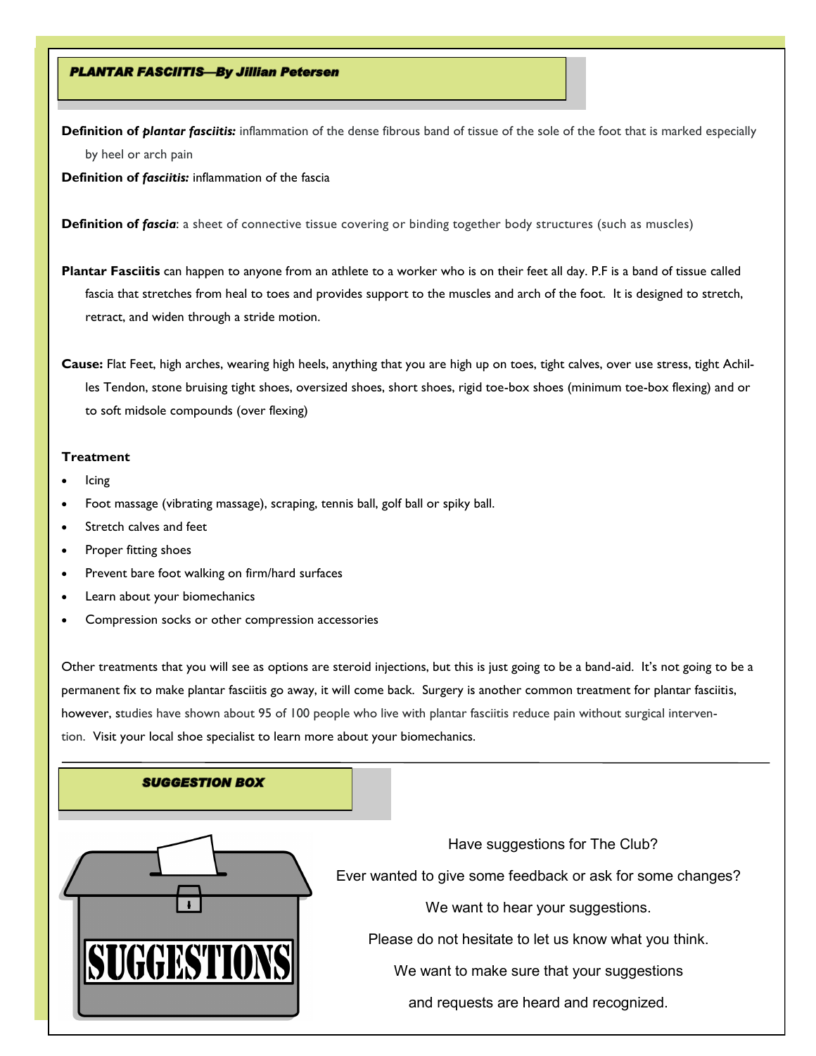## PLANTAR FASCIITIS—By Jillian Petersen

**Definition of *plantar fasciitis:*** inflammation of the dense fibrous band of tissue of the sole of the foot that is marked especially by heel or arch pain

**Definition of *fasciitis:*** inflammation of the fascia

**Definition of *fascia*:** a sheet of connective tissue covering or binding together body structures (such as muscles)

**Plantar Fasciitis** can happen to anyone from an athlete to a worker who is on their feet all day. P.F is a band of tissue called fascia that stretches from heal to toes and provides support to the muscles and arch of the foot. It is designed to stretch, retract, and widen through a stride motion.

**Cause:** Flat Feet, high arches, wearing high heels, anything that you are high up on toes, tight calves, over use stress, tight Achilles Tendon, stone bruising tight shoes, oversized shoes, short shoes, rigid toe-box shoes (minimum toe-box flexing) and or to soft midsole compounds (over flexing)

**Treatment**

- Icing
- Foot massage (vibrating massage), scraping, tennis ball, golf ball or spiky ball.
- Stretch calves and feet
- Proper fitting shoes
- Prevent bare foot walking on firm/hard surfaces
- Learn about your biomechanics
- Compression socks or other compression accessories

Other treatments that you will see as options are steroid injections, but this is just going to be a band-aid. It's not going to be a permanent fix to make plantar fasciitis go away, it will come back. Surgery is another common treatment for plantar fasciitis, however, studies have shown about 95 of 100 people who live with plantar fasciitis reduce pain without surgical intervention. Visit your local shoe specialist to learn more about your biomechanics.

---

## SUGGESTION BOX

Have suggestions for The Club?

Ever wanted to give some feedback or ask for some changes?

We want to hear your suggestions.

Please do not hesitate to let us know what you think.

We want to make sure that your suggestions and requests are heard and recognized.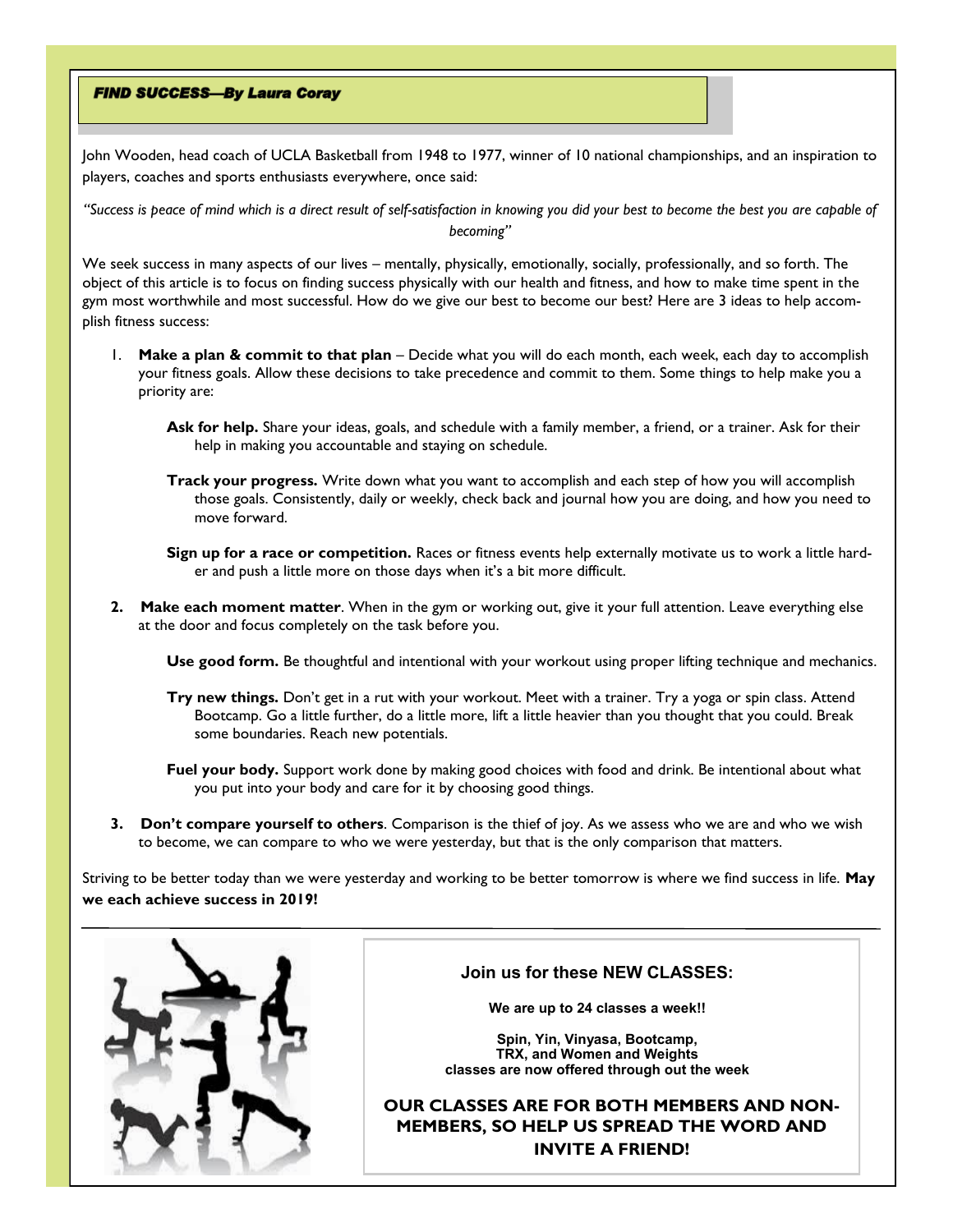## FIND SUCCESS—By Laura Coray

John Wooden, head coach of UCLA Basketball from 1948 to 1977, winner of 10 national championships, and an inspiration to players, coaches and sports enthusiasts everywhere, once said:

*"Success is peace of mind which is a direct result of self-satisfaction in knowing you did your best to become the best you are capable of becoming"*

We seek success in many aspects of our lives – mentally, physically, emotionally, socially, professionally, and so forth. The object of this article is to focus on finding success physically with our health and fitness, and how to make time spent in the gym most worthwhile and most successful. How do we give our best to become our best? Here are 3 ideas to help accomplish fitness success:

1. **Make a plan & commit to that plan** – Decide what you will do each month, each week, each day to accomplish your fitness goals. Allow these decisions to take precedence and commit to them. Some things to help make you a priority are:

   **Ask for help.** Share your ideas, goals, and schedule with a family member, a friend, or a trainer. Ask for their help in making you accountable and staying on schedule.

   **Track your progress.** Write down what you want to accomplish and each step of how you will accomplish those goals. Consistently, daily or weekly, check back and journal how you are doing, and how you need to move forward.

   **Sign up for a race or competition.** Races or fitness events help externally motivate us to work a little harder and push a little more on those days when it's a bit more difficult.

2. **Make each moment matter**. When in the gym or working out, give it your full attention. Leave everything else at the door and focus completely on the task before you.

   **Use good form.** Be thoughtful and intentional with your workout using proper lifting technique and mechanics.

   **Try new things.** Don't get in a rut with your workout. Meet with a trainer. Try a yoga or spin class. Attend Bootcamp. Go a little further, do a little more, lift a little heavier than you thought that you could. Break some boundaries. Reach new potentials.

   **Fuel your body.** Support work done by making good choices with food and drink. Be intentional about what you put into your body and care for it by choosing good things.

3. **Don't compare yourself to others**. Comparison is the thief of joy. As we assess who we are and who we wish to become, we can compare to who we were yesterday, but that is the only comparison that matters.

Striving to be better today than we were yesterday and working to be better tomorrow is where we find success in life. **May we each achieve success in 2019!**

---

**Join us for these NEW CLASSES:**

**We are up to 24 classes a week!!**

**Spin, Yin, Vinyasa, Bootcamp, TRX, and Women and Weights classes are now offered through out the week**

**OUR CLASSES ARE FOR BOTH MEMBERS AND NON-MEMBERS, SO HELP US SPREAD THE WORD AND INVITE A FRIEND!**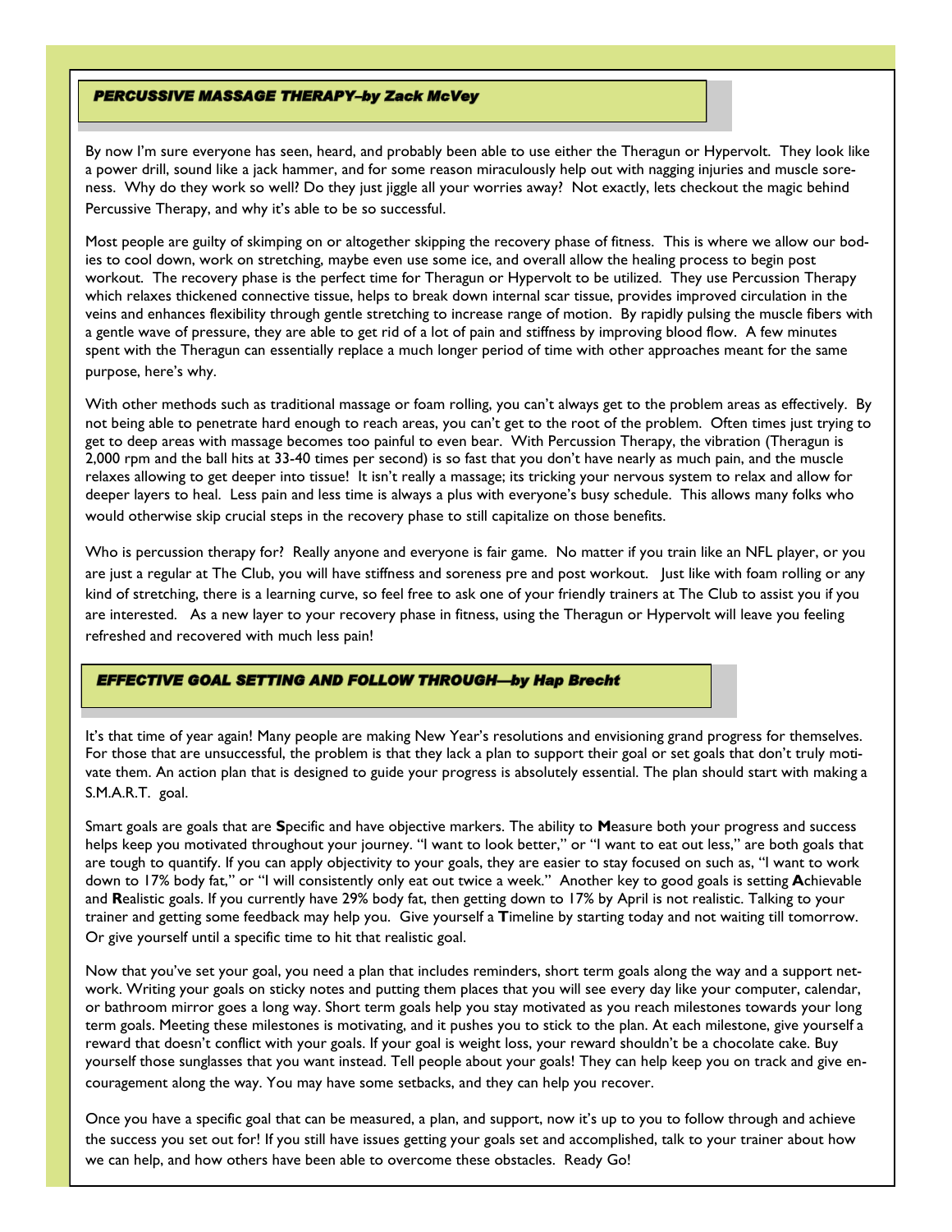## *PERCUSSIVE MASSAGE THERAPY–by Zack McVey*

By now I'm sure everyone has seen, heard, and probably been able to use either the Theragun or Hypervolt. They look like a power drill, sound like a jack hammer, and for some reason miraculously help out with nagging injuries and muscle soreness. Why do they work so well? Do they just jiggle all your worries away? Not exactly, lets checkout the magic behind Percussive Therapy, and why it's able to be so successful.

Most people are guilty of skimping on or altogether skipping the recovery phase of fitness. This is where we allow our bodies to cool down, work on stretching, maybe even use some ice, and overall allow the healing process to begin post workout. The recovery phase is the perfect time for Theragun or Hypervolt to be utilized. They use Percussion Therapy which relaxes thickened connective tissue, helps to break down internal scar tissue, provides improved circulation in the veins and enhances flexibility through gentle stretching to increase range of motion. By rapidly pulsing the muscle fibers with a gentle wave of pressure, they are able to get rid of a lot of pain and stiffness by improving blood flow. A few minutes spent with the Theragun can essentially replace a much longer period of time with other approaches meant for the same purpose, here's why.

With other methods such as traditional massage or foam rolling, you can't always get to the problem areas as effectively. By not being able to penetrate hard enough to reach areas, you can't get to the root of the problem. Often times just trying to get to deep areas with massage becomes too painful to even bear. With Percussion Therapy, the vibration (Theragun is 2,000 rpm and the ball hits at 33-40 times per second) is so fast that you don't have nearly as much pain, and the muscle relaxes allowing to get deeper into tissue! It isn't really a massage; its tricking your nervous system to relax and allow for deeper layers to heal. Less pain and less time is always a plus with everyone's busy schedule. This allows many folks who would otherwise skip crucial steps in the recovery phase to still capitalize on those benefits.

Who is percussion therapy for? Really anyone and everyone is fair game. No matter if you train like an NFL player, or you are just a regular at The Club, you will have stiffness and soreness pre and post workout. Just like with foam rolling or any kind of stretching, there is a learning curve, so feel free to ask one of your friendly trainers at The Club to assist you if you are interested. As a new layer to your recovery phase in fitness, using the Theragun or Hypervolt will leave you feeling refreshed and recovered with much less pain!

## *EFFECTIVE GOAL SETTING AND FOLLOW THROUGH—by Hap Brecht*

It's that time of year again! Many people are making New Year's resolutions and envisioning grand progress for themselves. For those that are unsuccessful, the problem is that they lack a plan to support their goal or set goals that don't truly motivate them. An action plan that is designed to guide your progress is absolutely essential. The plan should start with making a S.M.A.R.T. goal.

Smart goals are goals that are **S**pecific and have objective markers. The ability to **M**easure both your progress and success helps keep you motivated throughout your journey. "I want to look better," or "I want to eat out less," are both goals that are tough to quantify. If you can apply objectivity to your goals, they are easier to stay focused on such as, "I want to work down to 17% body fat," or "I will consistently only eat out twice a week." Another key to good goals is setting **A**chievable and **R**ealistic goals. If you currently have 29% body fat, then getting down to 17% by April is not realistic. Talking to your trainer and getting some feedback may help you. Give yourself a **T**imeline by starting today and not waiting till tomorrow. Or give yourself until a specific time to hit that realistic goal.

Now that you've set your goal, you need a plan that includes reminders, short term goals along the way and a support network. Writing your goals on sticky notes and putting them places that you will see every day like your computer, calendar, or bathroom mirror goes a long way. Short term goals help you stay motivated as you reach milestones towards your long term goals. Meeting these milestones is motivating, and it pushes you to stick to the plan. At each milestone, give yourself a reward that doesn't conflict with your goals. If your goal is weight loss, your reward shouldn't be a chocolate cake. Buy yourself those sunglasses that you want instead. Tell people about your goals! They can help keep you on track and give encouragement along the way. You may have some setbacks, and they can help you recover.

Once you have a specific goal that can be measured, a plan, and support, now it's up to you to follow through and achieve the success you set out for! If you still have issues getting your goals set and accomplished, talk to your trainer about how we can help, and how others have been able to overcome these obstacles. Ready Go!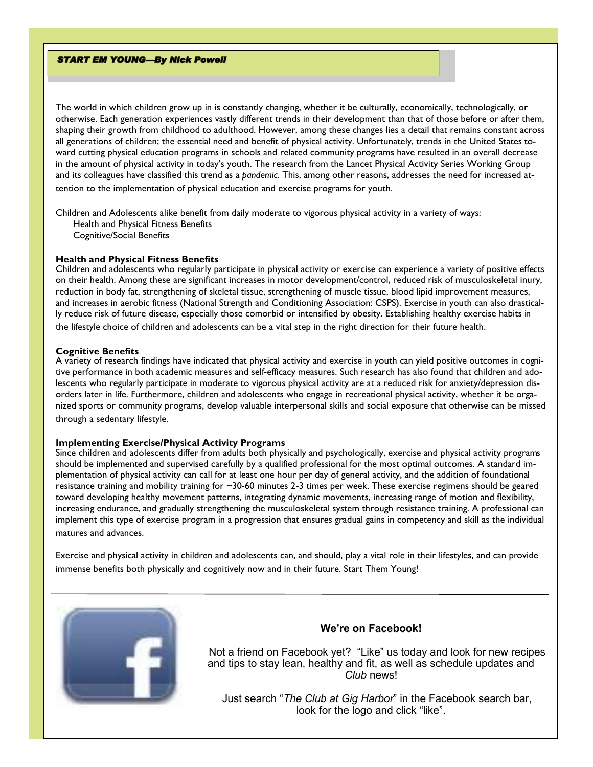## *START EM YOUNG—By Nick Powell*

The world in which children grow up in is constantly changing, whether it be culturally, economically, technologically, or otherwise. Each generation experiences vastly different trends in their development than that of those before or after them, shaping their growth from childhood to adulthood. However, among these changes lies a detail that remains constant across all generations of children; the essential need and benefit of physical activity. Unfortunately, trends in the United States toward cutting physical education programs in schools and related community programs have resulted in an overall decrease in the amount of physical activity in today's youth. The research from the Lancet Physical Activity Series Working Group and its colleagues have classified this trend as a *pandemic*. This, among other reasons, addresses the need for increased attention to the implementation of physical education and exercise programs for youth.

Children and Adolescents alike benefit from daily moderate to vigorous physical activity in a variety of ways:

- Health and Physical Fitness Benefits
- Cognitive/Social Benefits

**Health and Physical Fitness Benefits**

Children and adolescents who regularly participate in physical activity or exercise can experience a variety of positive effects on their health. Among these are significant increases in motor development/control, reduced risk of musculoskeletal inury, reduction in body fat, strengthening of skeletal tissue, strengthening of muscle tissue, blood lipid improvement measures, and increases in aerobic fitness (National Strength and Conditioning Association: CSPS). Exercise in youth can also drastically reduce risk of future disease, especially those comorbid or intensified by obesity. Establishing healthy exercise habits in the lifestyle choice of children and adolescents can be a vital step in the right direction for their future health.

**Cognitive Benefits**

A variety of research findings have indicated that physical activity and exercise in youth can yield positive outcomes in cognitive performance in both academic measures and self-efficacy measures. Such research has also found that children and adolescents who regularly participate in moderate to vigorous physical activity are at a reduced risk for anxiety/depression disorders later in life. Furthermore, children and adolescents who engage in recreational physical activity, whether it be organized sports or community programs, develop valuable interpersonal skills and social exposure that otherwise can be missed through a sedentary lifestyle.

**Implementing Exercise/Physical Activity Programs**

Since children and adolescents differ from adults both physically and psychologically, exercise and physical activity programs should be implemented and supervised carefully by a qualified professional for the most optimal outcomes. A standard implementation of physical activity can call for at least one hour per day of general activity, and the addition of foundational resistance training and mobility training for ~30-60 minutes 2-3 times per week. These exercise regimens should be geared toward developing healthy movement patterns, integrating dynamic movements, increasing range of motion and flexibility, increasing endurance, and gradually strengthening the musculoskeletal system through resistance training. A professional can implement this type of exercise program in a progression that ensures gradual gains in competency and skill as the individual matures and advances.

Exercise and physical activity in children and adolescents can, and should, play a vital role in their lifestyles, and can provide immense benefits both physically and cognitively now and in their future. Start Them Young!

---

**We're on Facebook!**

Not a friend on Facebook yet? "Like" us today and look for new recipes and tips to stay lean, healthy and fit, as well as schedule updates and *Club* news!

Just search "*The Club at Gig Harbor*" in the Facebook search bar, look for the logo and click "like".